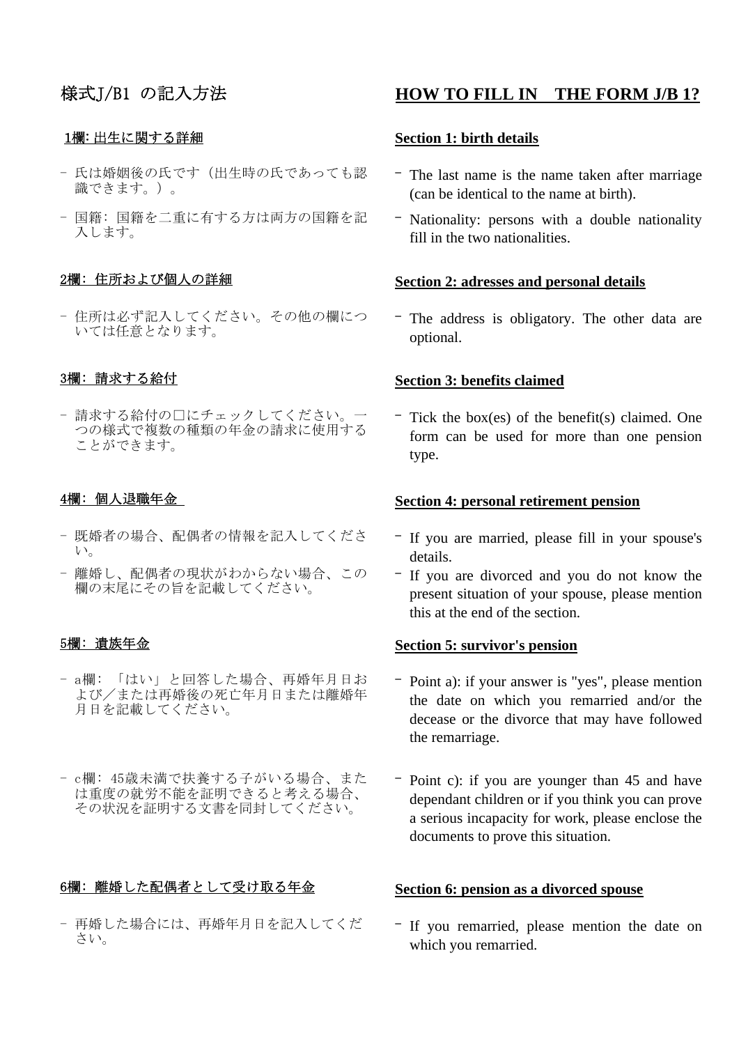# 様式J/B1 の記入方法

## 1欄: 出生に関する詳細

- 氏は婚姻後の氏です（出生時の氏であっても認識できます。）。
- 国籍: 国籍を二重に有する方は両方の国籍を記入します。

## 2欄: 住所および個人の詳細

- 住所は必ず記入してください。その他の欄については任意となります。

## 3欄: 請求する給付

- 請求する給付の□にチェックしてください。一つの様式で複数の種類の年金の請求に使用することができます。

## 4欄: 個人退職年金

- 既婚者の場合、配偶者の情報を記入してください。
- 離婚し、配偶者の現状がわからない場合、この欄の末尾にその旨を記載してください。

## 5欄: 遺族年金

- a欄: 「はい」と回答した場合、再婚年月日および／または再婚後の死亡年月日または離婚年月日を記載してください。
- c欄: 45歳未満で扶養する子がいる場合、または重度の就労不能を証明できると考える場合、その状況を証明する文書を同封してください。

## 6欄: 離婚した配偶者として受け取る年金

- 再婚した場合には、再婚年月日を記入してください。

# HOW TO FILL IN THE FORM J/B 1?

## Section 1: birth details

- The last name is the name taken after marriage (can be identical to the name at birth).
- Nationality: persons with a double nationality fill in the two nationalities.

## Section 2: adresses and personal details

- The address is obligatory. The other data are optional.

## Section 3: benefits claimed

- Tick the box(es) of the benefit(s) claimed. One form can be used for more than one pension type.

## Section 4: personal retirement pension

- If you are married, please fill in your spouse's details.
- If you are divorced and you do not know the present situation of your spouse, please mention this at the end of the section.

## Section 5: survivor's pension

- Point a): if your answer is "yes", please mention the date on which you remarried and/or the decease or the divorce that may have followed the remarriage.
- Point c): if you are younger than 45 and have dependant children or if you think you can prove a serious incapacity for work, please enclose the documents to prove this situation.

## Section 6: pension as a divorced spouse

- If you remarried, please mention the date on which you remarried.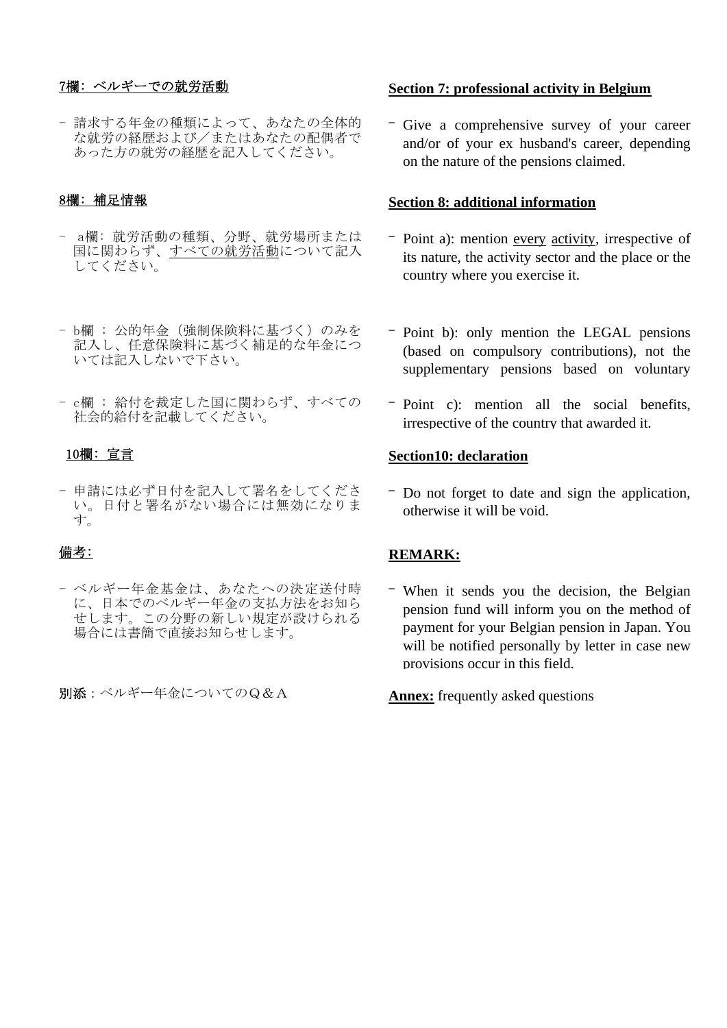7欄：ベルギーでの就労活動

- 請求する年金の種類によって、あなたの全体的な就労の経歴および／またはあなたの配偶者であった方の就労の経歴を記入してください。

8欄：補足情報

- a欄：就労活動の種類、分野、就労場所または国に関わらず、すべての就労活動について記入してください。
- b欄：公的年金（強制保険料に基づく）のみを記入し、任意保険料に基づく補足的な年金については記入しないで下さい。
- c欄：給付を裁定した国に関わらず、すべての社会的給付を記載してください。

10欄：宣言

- 申請には必ず日付を記入して署名をしてください。日付と署名がない場合には無効になります。

備考：

- ベルギー年金基金は、あなたへの決定送付時に、日本でのベルギー年金の支払方法をお知らせします。この分野の新しい規定が設けられる場合には書簡で直接お知らせします。

別添：ベルギー年金についてのＱ＆Ａ

**Section 7: professional activity in Belgium**

- Give a comprehensive survey of your career and/or of your ex husband's career, depending on the nature of the pensions claimed.

**Section 8: additional information**

- Point a): mention every activity, irrespective of its nature, the activity sector and the place or the country where you exercise it.
- Point b): only mention the LEGAL pensions (based on compulsory contributions), not the supplementary pensions based on voluntary
- Point c): mention all the social benefits, irrespective of the country that awarded it.

**Section10: declaration**

- Do not forget to date and sign the application, otherwise it will be void.

**REMARK:**

- When it sends you the decision, the Belgian pension fund will inform you on the method of payment for your Belgian pension in Japan. You will be notified personally by letter in case new provisions occur in this field.

**Annex:** frequently asked questions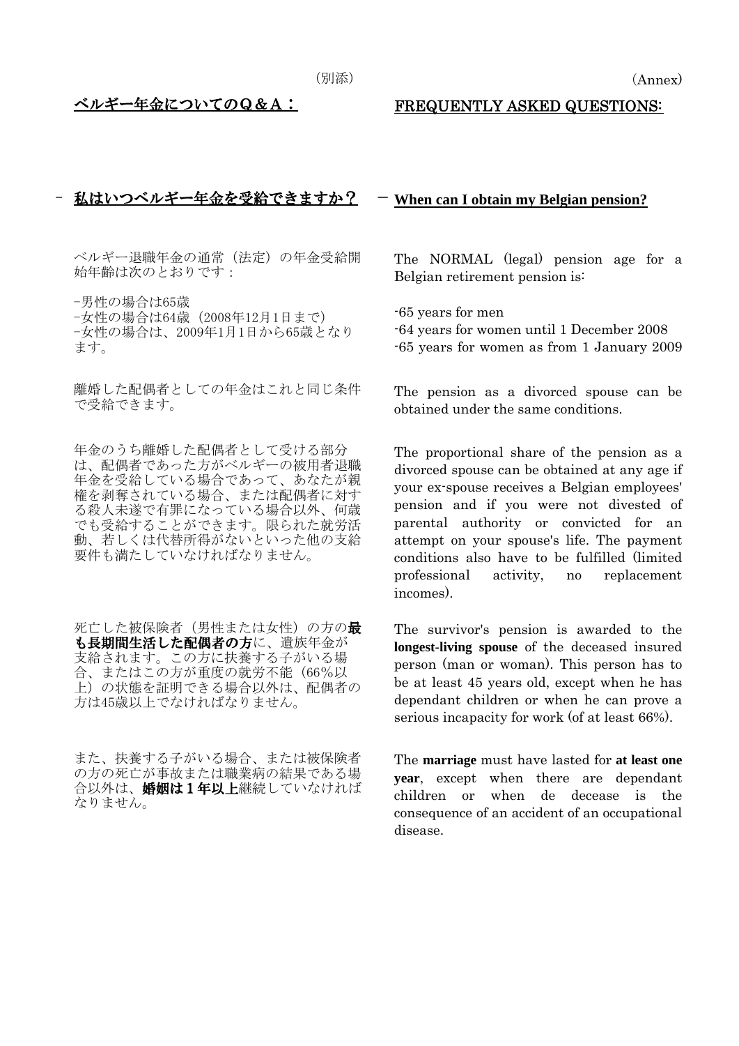（別添）

(Annex)

## ベルギー年金についてのＱ＆Ａ：

## FREQUENTLY ASKED QUESTIONS:

### – 私はいつベルギー年金を受給できますか？

ベルギー退職年金の通常（法定）の年金受給開始年齢は次のとおりです：

–男性の場合は65歳
–女性の場合は64歳（2008年12月1日まで）
–女性の場合は、2009年1月1日から65歳となります。

離婚した配偶者としての年金はこれと同じ条件で受給できます。

年金のうち離婚した配偶者として受ける部分は、配偶者であった方がベルギーの被用者退職年金を受給している場合であって、あなたが親権を剥奪されている場合、または配偶者に対する殺人未遂で有罪になっている場合以外、何歳でも受給することができます。限られた就労活動、若しくは代替所得がないといった他の支給要件も満たしていなければなりません。

死亡した被保険者（男性または女性）の方の**最も長期間生活した配偶者の方**に、遺族年金が支給されます。この方に扶養する子がいる場合、またはこの方が重度の就労不能（66%以上）の状態を証明できる場合以外は、配偶者の方は45歳以上でなければなりません。

また、扶養する子がいる場合、または被保険者の方の死亡が事故または職業病の結果である場合以外は、**婚姻は１年以上**継続していなければなりません。

### – When can I obtain my Belgian pension?

The NORMAL (legal) pension age for a Belgian retirement pension is:

-65 years for men
-64 years for women until 1 December 2008
-65 years for women as from 1 January 2009

The pension as a divorced spouse can be obtained under the same conditions.

The proportional share of the pension as a divorced spouse can be obtained at any age if your ex-spouse receives a Belgian employees' pension and if you were not divested of parental authority or convicted for an attempt on your spouse's life. The payment conditions also have to be fulfilled (limited professional activity, no replacement incomes).

The survivor's pension is awarded to the **longest-living spouse** of the deceased insured person (man or woman). This person has to be at least 45 years old, except when he has dependant children or when he can prove a serious incapacity for work (of at least 66%).

The **marriage** must have lasted for **at least one year**, except when there are dependant children or when de decease is the consequence of an accident of an occupational disease.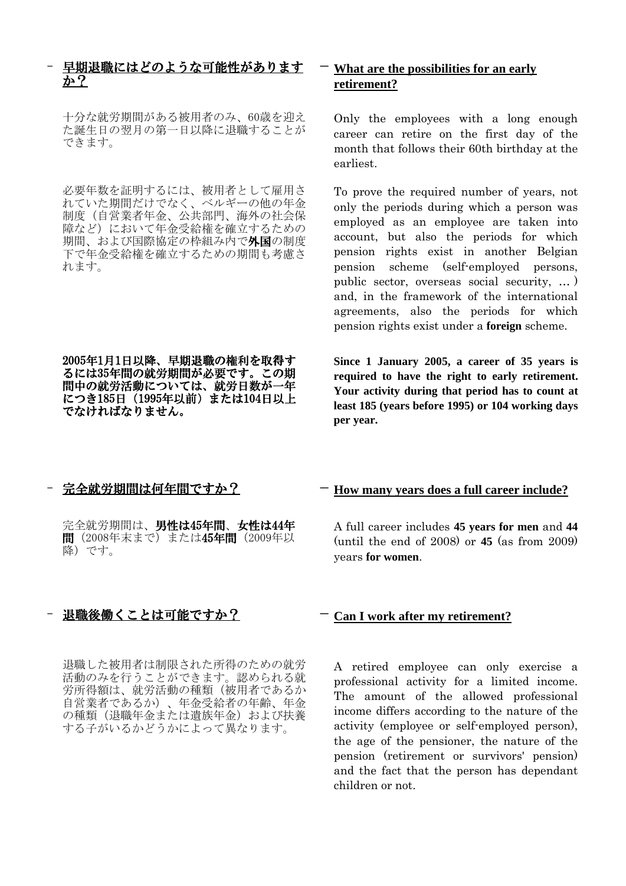## – 早期退職にはどのような可能性がありますか？

十分な就労期間がある被用者のみ、60歳を迎えた誕生日の翌月の第一日以降に退職することができます。

必要年数を証明するには、被用者として雇用されていた期間だけでなく、ベルギーの他の年金制度（自営業者年金、公共部門、海外の社会保障など）において年金受給権を確立するための期間、および国際協定の枠組み内で**外国**の制度下で年金受給権を確立するための期間も考慮されます。

**2005年1月1日以降、早期退職の権利を取得するには35年間の就労期間が必要です。この期間中の就労活動については、就労日数が一年につき185日（1995年以前）または104日以上でなければなりません。**

## – What are the possibilities for an early retirement?

Only the employees with a long enough career can retire on the first day of the month that follows their 60th birthday at the earliest.

To prove the required number of years, not only the periods during which a person was employed as an employee are taken into account, but also the periods for which pension rights exist in another Belgian pension scheme (self-employed persons, public sector, overseas social security, … ) and, in the framework of the international agreements, also the periods for which pension rights exist under a **foreign** scheme.

**Since 1 January 2005, a career of 35 years is required to have the right to early retirement. Your activity during that period has to count at least 185 (years before 1995) or 104 working days per year.**

## – 完全就労期間は何年間ですか？

完全就労期間は、**男性は45年間**、**女性は44年間**（2008年末まで）または**45年間**（2009年以降）です。

## – How many years does a full career include?

A full career includes **45 years for men** and **44** (until the end of 2008) or **45** (as from 2009) years **for women**.

## – 退職後働くことは可能ですか？

退職した被用者は制限された所得のための就労活動のみを行うことができます。認められる就労所得額は、就労活動の種類（被用者であるか自営業者であるか）、年金受給者の年齢、年金の種類（退職年金または遺族年金）および扶養する子がいるかどうかによって異なります。

## – Can I work after my retirement?

A retired employee can only exercise a professional activity for a limited income. The amount of the allowed professional income differs according to the nature of the activity (employee or self-employed person), the age of the pensioner, the nature of the pension (retirement or survivors' pension) and the fact that the person has dependant children or not.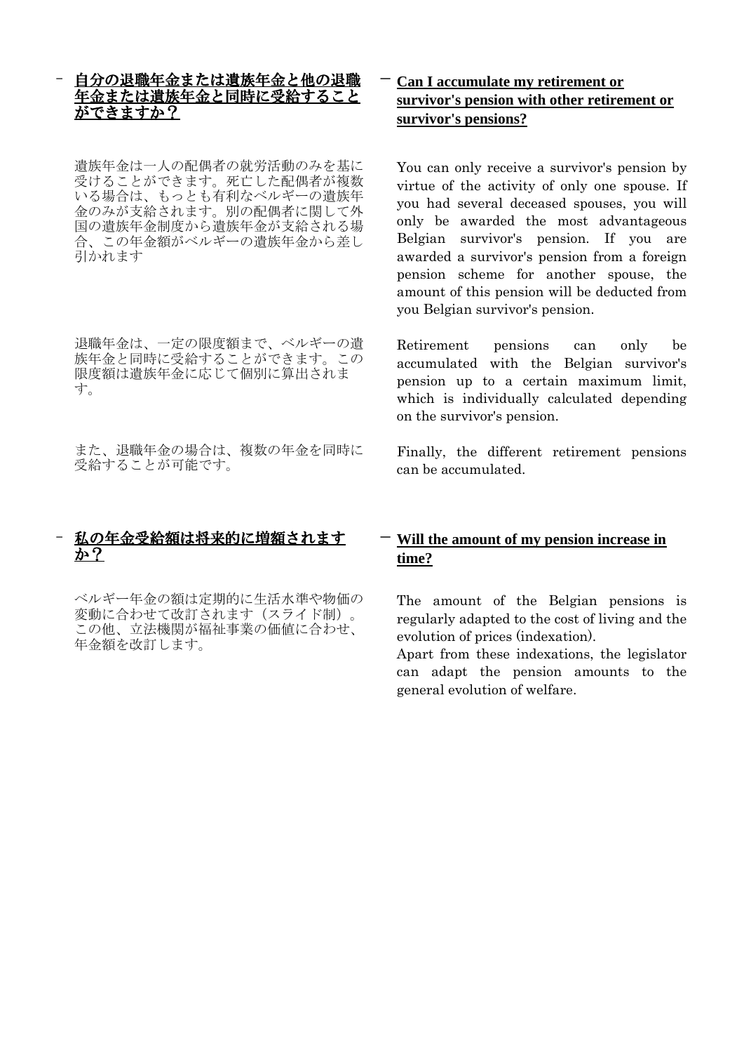- **自分の退職年金または遺族年金と他の退職年金または遺族年金と同時に受給することができますか？**

遺族年金は一人の配偶者の就労活動のみを基に受けることができます。死亡した配偶者が複数いる場合は、もっとも有利なベルギーの遺族年金のみが支給されます。別の配偶者に関して外国の遺族年金制度から遺族年金が支給される場合、この年金額がベルギーの遺族年金から差し引かれます

退職年金は、一定の限度額まで、ベルギーの遺族年金と同時に受給することができます。この限度額は遺族年金に応じて個別に算出されます。

また、退職年金の場合は、複数の年金を同時に受給することが可能です。

- **Can I accumulate my retirement or survivor's pension with other retirement or survivor's pensions?**

You can only receive a survivor's pension by virtue of the activity of only one spouse. If you had several deceased spouses, you will only be awarded the most advantageous Belgian survivor's pension. If you are awarded a survivor's pension from a foreign pension scheme for another spouse, the amount of this pension will be deducted from you Belgian survivor's pension.

Retirement pensions can only be accumulated with the Belgian survivor's pension up to a certain maximum limit, which is individually calculated depending on the survivor's pension.

Finally, the different retirement pensions can be accumulated.

- **私の年金受給額は将来的に増額されますか？**

ベルギー年金の額は定期的に生活水準や物価の変動に合わせて改訂されます（スライド制）。この他、立法機関が福祉事業の価値に合わせ、年金額を改訂します。

- **Will the amount of my pension increase in time?**

The amount of the Belgian pensions is regularly adapted to the cost of living and the evolution of prices (indexation).
Apart from these indexations, the legislator can adapt the pension amounts to the general evolution of welfare.